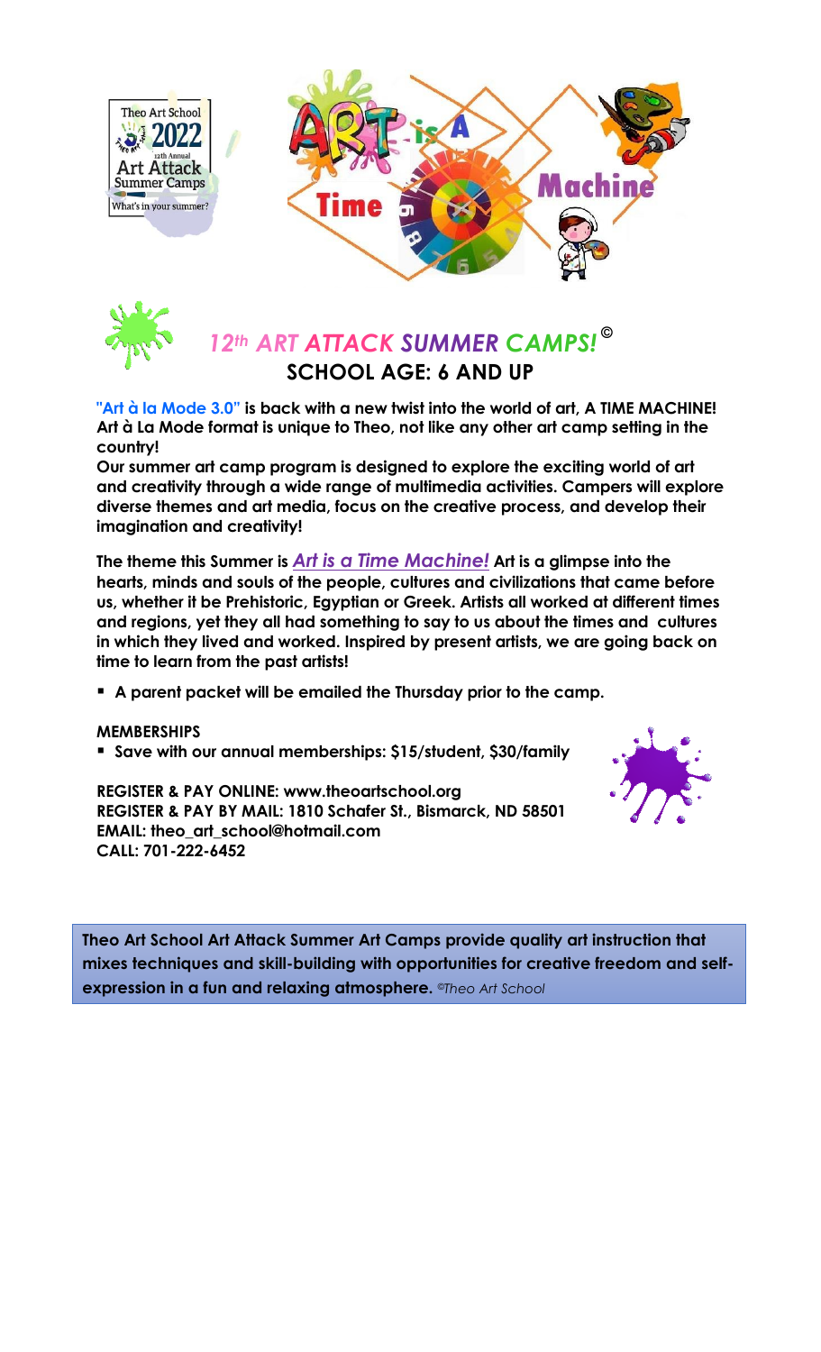Theo Art School 2022 12th Annual Art Attack Summer Camps What's in your summer?

ART is A Time Machine

## *12th ART ATTACK SUMMER CAMPS!* ©

### SCHOOL AGE: 6 AND UP

**"Art à la Mode 3.0" is back with a new twist into the world of art, A TIME MACHINE! Art à La Mode format is unique to Theo, not like any other art camp setting in the country!**

**Our summer art camp program is designed to explore the exciting world of art and creativity through a wide range of multimedia activities. Campers will explore diverse themes and art media, focus on the creative process, and develop their imagination and creativity!**

**The theme this Summer is *Art is a Time Machine!* Art is a glimpse into the hearts, minds and souls of the people, cultures and civilizations that came before us, whether it be Prehistoric, Egyptian or Greek. Artists all worked at different times and regions, yet they all had something to say to us about the times and cultures in which they lived and worked. Inspired by present artists, we are going back on time to learn from the past artists!**

- **A parent packet will be emailed the Thursday prior to the camp.**

**MEMBERSHIPS**

- **Save with our annual memberships: $15/student, $30/family**

**REGISTER & PAY ONLINE: www.theoartschool.org**
**REGISTER & PAY BY MAIL: 1810 Schafer St., Bismarck, ND 58501**
**EMAIL: theo_art_school@hotmail.com**
**CALL: 701-222-6452**

**Theo Art School Art Attack Summer Art Camps provide quality art instruction that mixes techniques and skill-building with opportunities for creative freedom and self-expression in a fun and relaxing atmosphere.** *©Theo Art School*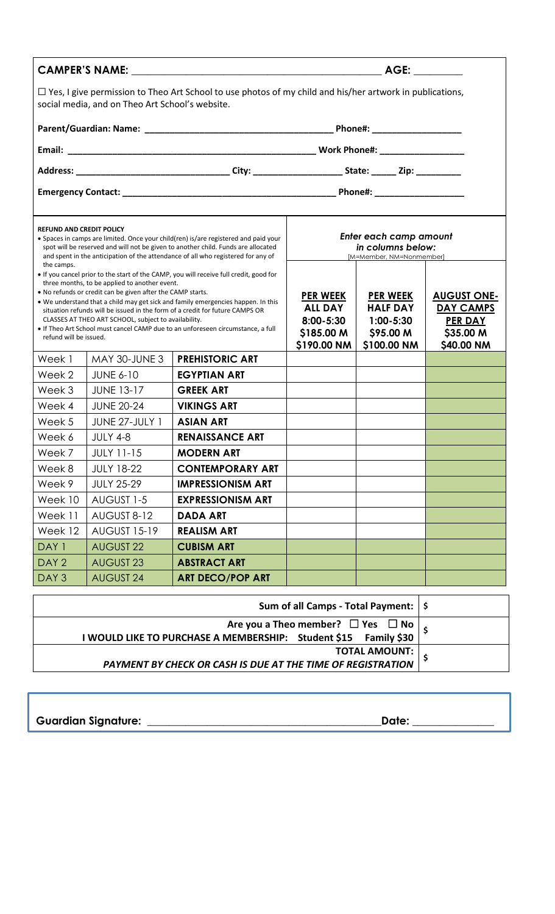**CAMPER'S NAME:** ____________________________________________ **AGE:** ________

☐ Yes, I give permission to Theo Art School to use photos of my child and his/her artwork in publications, social media, and on Theo Art School's website.

**Parent/Guardian: Name:** ____________________________________ **Phone#:** __________________

**Email:** ________________________________________________ **Work Phone#:** _________________

**Address:** ______________________________ **City:** __________________ **State:** _____ **Zip:** _________

**Emergency Contact:** ________________________________________ **Phone#:** __________________

| **REFUND AND CREDIT POLICY** • Spaces in camps are limited. Once your child(ren) is/are registered and paid your spot will be reserved and will not be given to another child. Funds are allocated and spent in the anticipation of the attendance of all who registered for any of the camps. • If you cancel prior to the start of the CAMP, you will receive full credit, good for three months, to be applied to another event. • No refunds or credit can be given after the CAMP starts. • We understand that a child may get sick and family emergencies happen. In this situation refunds will be issued in the form of a credit for future CAMPS OR CLASSES AT THEO ART SCHOOL, subject to availability. • If Theo Art School must cancel CAMP due to an unforeseen circumstance, a full refund will be issued. | | | *Enter each camp amount in columns below:* [M=Member, NM=Nonmember] | | |
|---|---|---|---|---|---|
| | | | **PER WEEK ALL DAY 8:00-5:30 $185.00 M $190.00 NM** | **PER WEEK HALF DAY 1:00-5:30 $95.00 M $100.00 NM** | **AUGUST ONE-DAY CAMPS PER DAY $35.00 M $40.00 NM** |
| Week 1 | MAY 30-JUNE 3 | **PREHISTORIC ART** | | | |
| Week 2 | JUNE 6-10 | **EGYPTIAN ART** | | | |
| Week 3 | JUNE 13-17 | **GREEK ART** | | | |
| Week 4 | JUNE 20-24 | **VIKINGS ART** | | | |
| Week 5 | JUNE 27-JULY 1 | **ASIAN ART** | | | |
| Week 6 | JULY 4-8 | **RENAISSANCE ART** | | | |
| Week 7 | JULY 11-15 | **MODERN ART** | | | |
| Week 8 | JULY 18-22 | **CONTEMPORARY ART** | | | |
| Week 9 | JULY 25-29 | **IMPRESSIONISM ART** | | | |
| Week 10 | AUGUST 1-5 | **EXPRESSIONISM ART** | | | |
| Week 11 | AUGUST 8-12 | **DADA ART** | | | |
| Week 12 | AUGUST 15-19 | **REALISM ART** | | | |
| DAY 1 | AUGUST 22 | **CUBISM ART** | | | |
| DAY 2 | AUGUST 23 | **ABSTRACT ART** | | | |
| DAY 3 | AUGUST 24 | **ART DECO/POP ART** | | | |

| | |
|---|---|
| **Sum of all Camps - Total Payment:** | $ |
| **Are you a Theo member?** ☐ **Yes** ☐ **No** **I WOULD LIKE TO PURCHASE A MEMBERSHIP: Student $15 Family $30** | $ |
| **TOTAL AMOUNT:** ***PAYMENT BY CHECK OR CASH IS DUE AT THE TIME OF REGISTRATION*** | $ |

**Guardian Signature:** ________________________________________ **Date:** ______________